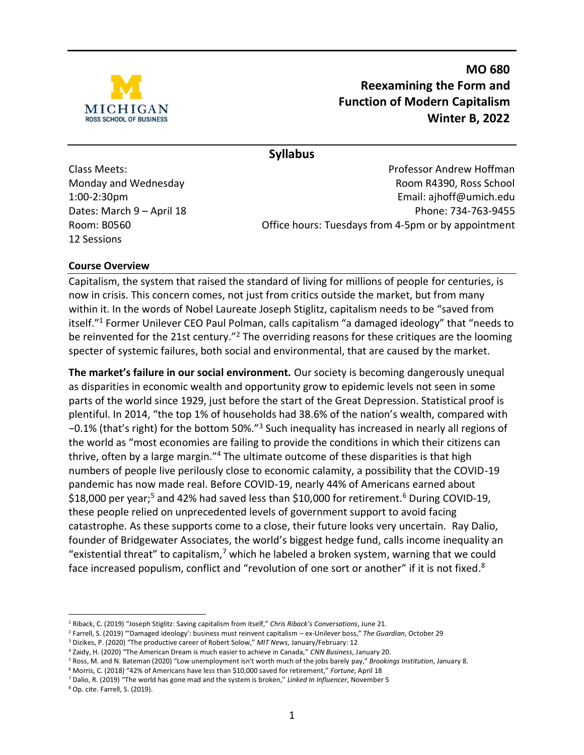# MO 680
# Reexamining the Form and Function of Modern Capitalism
# Winter B, 2022

## Syllabus

Class Meets:
Monday and Wednesday
1:00-2:30pm
Dates: March 9 – April 18
Room: B0560
12 Sessions

Professor Andrew Hoffman
Room R4390, Ross School
Email: ajhoff@umich.edu
Phone: 734-763-9455
Office hours: Tuesdays from 4-5pm or by appointment

### Course Overview

Capitalism, the system that raised the standard of living for millions of people for centuries, is now in crisis. This concern comes, not just from critics outside the market, but from many within it. In the words of Nobel Laureate Joseph Stiglitz, capitalism needs to be "saved from itself."[1] Former Unilever CEO Paul Polman, calls capitalism "a damaged ideology" that "needs to be reinvented for the 21st century."[2] The overriding reasons for these critiques are the looming specter of systemic failures, both social and environmental, that are caused by the market.

**The market's failure in our social environment.** Our society is becoming dangerously unequal as disparities in economic wealth and opportunity grow to epidemic levels not seen in some parts of the world since 1929, just before the start of the Great Depression. Statistical proof is plentiful. In 2014, "the top 1% of households had 38.6% of the nation's wealth, compared with −0.1% (that's right) for the bottom 50%."[3] Such inequality has increased in nearly all regions of the world as "most economies are failing to provide the conditions in which their citizens can thrive, often by a large margin."[4] The ultimate outcome of these disparities is that high numbers of people live perilously close to economic calamity, a possibility that the COVID-19 pandemic has now made real. Before COVID-19, nearly 44% of Americans earned about $18,000 per year;[5] and 42% had saved less than $10,000 for retirement.[6] During COVID-19, these people relied on unprecedented levels of government support to avoid facing catastrophe. As these supports come to a close, their future looks very uncertain. Ray Dalio, founder of Bridgewater Associates, the world's biggest hedge fund, calls income inequality an "existential threat" to capitalism,[7] which he labeled a broken system, warning that we could face increased populism, conflict and "revolution of one sort or another" if it is not fixed.[8]

---

[1] Riback, C. (2019) "Joseph Stiglitz: Saving capitalism from itself," *Chris Riback's Conversations*, June 21.

[2] Farrell, S. (2019) "'Damaged ideology': business must reinvent capitalism – ex-Unilever boss," *The Guardian*, October 29

[3] Dizikes, P. (2020) "The productive career of Robert Solow," *MIT News*, January/February: 12

[4] Zaidy, H. (2020) "The American Dream is much easier to achieve in Canada," *CNN Business*, January 20.

[5] Ross, M. and N. Bateman (2020) "Low unemployment isn't worth much of the jobs barely pay," *Brookings Institution*, January 8.

[6] Morris, C. (2018) "42% of Americans have less than $10,000 saved for retirement," *Fortune*, April 18

[7] Dalio, R. (2019) "The world has gone mad and the system is broken," *Linked In Influencer*, November 5

[8] Op. cite. Farrell, S. (2019).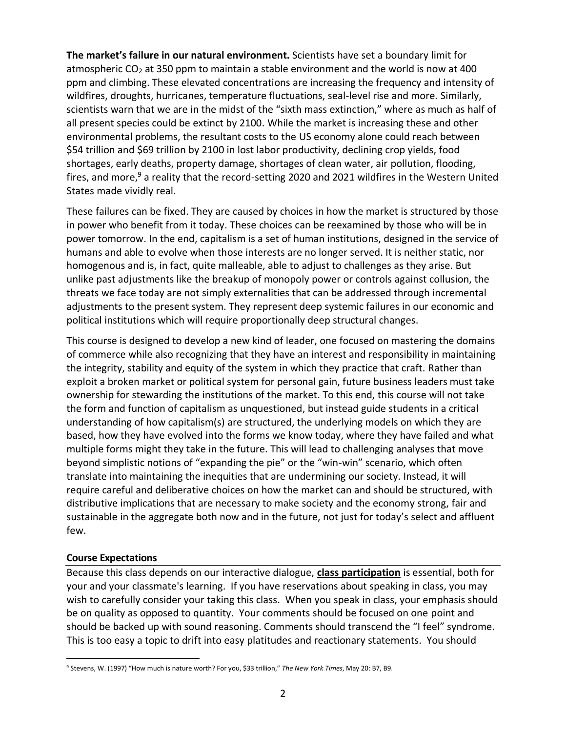**The market's failure in our natural environment.** Scientists have set a boundary limit for atmospheric $CO_2$ at 350 ppm to maintain a stable environment and the world is now at 400 ppm and climbing. These elevated concentrations are increasing the frequency and intensity of wildfires, droughts, hurricanes, temperature fluctuations, seal-level rise and more. Similarly, scientists warn that we are in the midst of the "sixth mass extinction," where as much as half of all present species could be extinct by 2100. While the market is increasing these and other environmental problems, the resultant costs to the US economy alone could reach between \$54 trillion and \$69 trillion by 2100 in lost labor productivity, declining crop yields, food shortages, early deaths, property damage, shortages of clean water, air pollution, flooding, fires, and more,[9] a reality that the record-setting 2020 and 2021 wildfires in the Western United States made vividly real.

These failures can be fixed. They are caused by choices in how the market is structured by those in power who benefit from it today. These choices can be reexamined by those who will be in power tomorrow. In the end, capitalism is a set of human institutions, designed in the service of humans and able to evolve when those interests are no longer served. It is neither static, nor homogenous and is, in fact, quite malleable, able to adjust to challenges as they arise. But unlike past adjustments like the breakup of monopoly power or controls against collusion, the threats we face today are not simply externalities that can be addressed through incremental adjustments to the present system. They represent deep systemic failures in our economic and political institutions which will require proportionally deep structural changes.

This course is designed to develop a new kind of leader, one focused on mastering the domains of commerce while also recognizing that they have an interest and responsibility in maintaining the integrity, stability and equity of the system in which they practice that craft. Rather than exploit a broken market or political system for personal gain, future business leaders must take ownership for stewarding the institutions of the market. To this end, this course will not take the form and function of capitalism as unquestioned, but instead guide students in a critical understanding of how capitalism(s) are structured, the underlying models on which they are based, how they have evolved into the forms we know today, where they have failed and what multiple forms might they take in the future. This will lead to challenging analyses that move beyond simplistic notions of "expanding the pie" or the "win-win" scenario, which often translate into maintaining the inequities that are undermining our society. Instead, it will require careful and deliberative choices on how the market can and should be structured, with distributive implications that are necessary to make society and the economy strong, fair and sustainable in the aggregate both now and in the future, not just for today's select and affluent few.

## Course Expectations

Because this class depends on our interactive dialogue, **class participation** is essential, both for your and your classmate's learning. If you have reservations about speaking in class, you may wish to carefully consider your taking this class. When you speak in class, your emphasis should be on quality as opposed to quantity. Your comments should be focused on one point and should be backed up with sound reasoning. Comments should transcend the "I feel" syndrome. This is too easy a topic to drift into easy platitudes and reactionary statements. You should

---

[9] Stevens, W. (1997) "How much is nature worth? For you, \$33 trillion," *The New York Times*, May 20: B7, B9.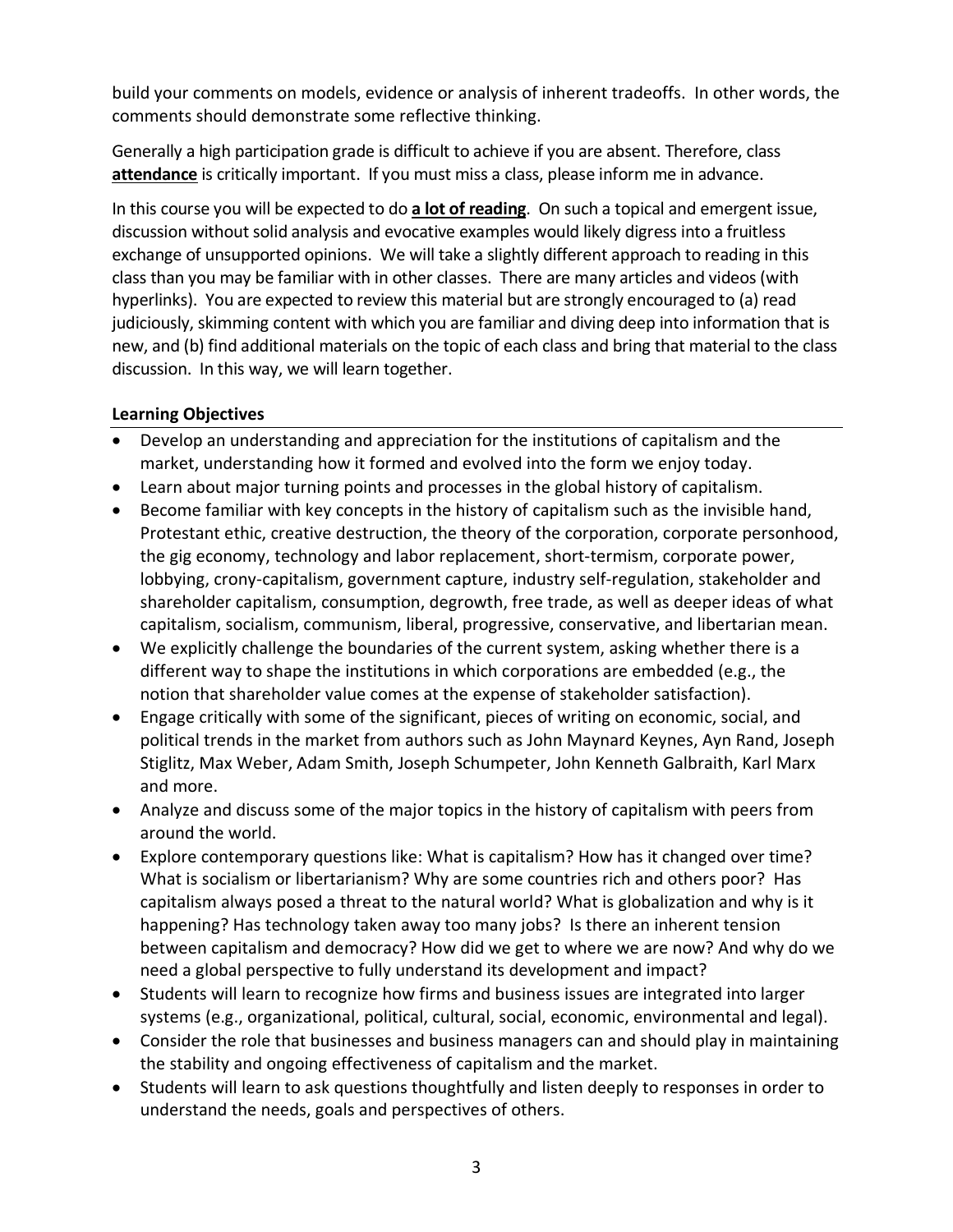build your comments on models, evidence or analysis of inherent tradeoffs. In other words, the comments should demonstrate some reflective thinking.

Generally a high participation grade is difficult to achieve if you are absent. Therefore, class **attendance** is critically important. If you must miss a class, please inform me in advance.

In this course you will be expected to do **a lot of reading**. On such a topical and emergent issue, discussion without solid analysis and evocative examples would likely digress into a fruitless exchange of unsupported opinions. We will take a slightly different approach to reading in this class than you may be familiar with in other classes. There are many articles and videos (with hyperlinks). You are expected to review this material but are strongly encouraged to (a) read judiciously, skimming content with which you are familiar and diving deep into information that is new, and (b) find additional materials on the topic of each class and bring that material to the class discussion. In this way, we will learn together.

**Learning Objectives**

- Develop an understanding and appreciation for the institutions of capitalism and the market, understanding how it formed and evolved into the form we enjoy today.
- Learn about major turning points and processes in the global history of capitalism.
- Become familiar with key concepts in the history of capitalism such as the invisible hand, Protestant ethic, creative destruction, the theory of the corporation, corporate personhood, the gig economy, technology and labor replacement, short-termism, corporate power, lobbying, crony-capitalism, government capture, industry self-regulation, stakeholder and shareholder capitalism, consumption, degrowth, free trade, as well as deeper ideas of what capitalism, socialism, communism, liberal, progressive, conservative, and libertarian mean.
- We explicitly challenge the boundaries of the current system, asking whether there is a different way to shape the institutions in which corporations are embedded (e.g., the notion that shareholder value comes at the expense of stakeholder satisfaction).
- Engage critically with some of the significant, pieces of writing on economic, social, and political trends in the market from authors such as John Maynard Keynes, Ayn Rand, Joseph Stiglitz, Max Weber, Adam Smith, Joseph Schumpeter, John Kenneth Galbraith, Karl Marx and more.
- Analyze and discuss some of the major topics in the history of capitalism with peers from around the world.
- Explore contemporary questions like: What is capitalism? How has it changed over time? What is socialism or libertarianism? Why are some countries rich and others poor? Has capitalism always posed a threat to the natural world? What is globalization and why is it happening? Has technology taken away too many jobs? Is there an inherent tension between capitalism and democracy? How did we get to where we are now? And why do we need a global perspective to fully understand its development and impact?
- Students will learn to recognize how firms and business issues are integrated into larger systems (e.g., organizational, political, cultural, social, economic, environmental and legal).
- Consider the role that businesses and business managers can and should play in maintaining the stability and ongoing effectiveness of capitalism and the market.
- Students will learn to ask questions thoughtfully and listen deeply to responses in order to understand the needs, goals and perspectives of others.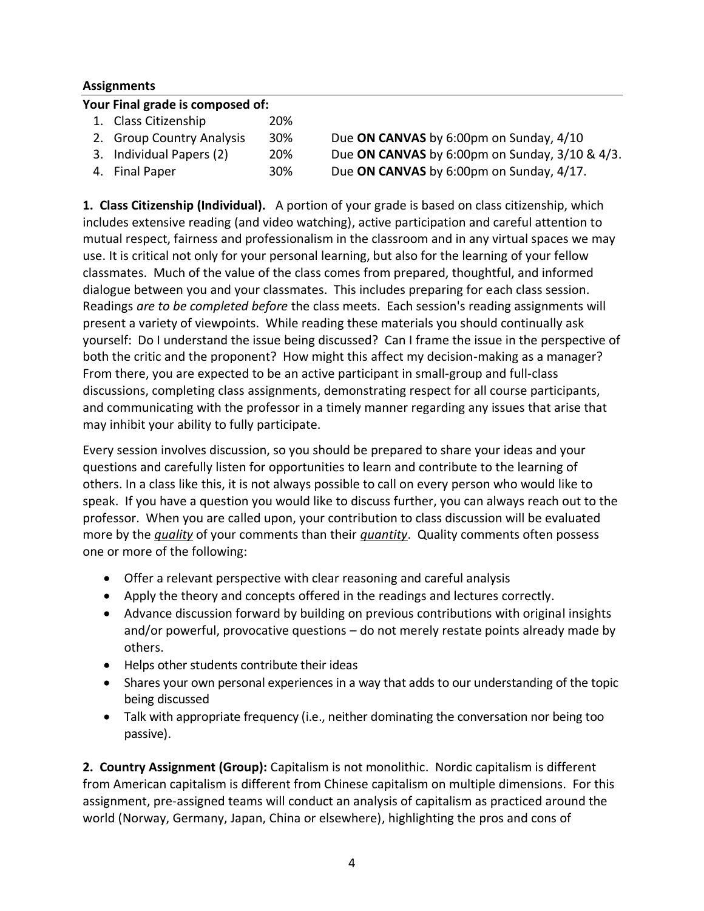**Assignments**

**Your Final grade is composed of:**

| | | |
|---|---|---|
| 1. Class Citizenship | 20% | |
| 2. Group Country Analysis | 30% | Due **ON CANVAS** by 6:00pm on Sunday, 4/10 |
| 3. Individual Papers (2) | 20% | Due **ON CANVAS** by 6:00pm on Sunday, 3/10 & 4/3. |
| 4. Final Paper | 30% | Due **ON CANVAS** by 6:00pm on Sunday, 4/17. |

**1. Class Citizenship (Individual).** A portion of your grade is based on class citizenship, which includes extensive reading (and video watching), active participation and careful attention to mutual respect, fairness and professionalism in the classroom and in any virtual spaces we may use. It is critical not only for your personal learning, but also for the learning of your fellow classmates. Much of the value of the class comes from prepared, thoughtful, and informed dialogue between you and your classmates. This includes preparing for each class session. Readings *are to be completed before* the class meets. Each session's reading assignments will present a variety of viewpoints. While reading these materials you should continually ask yourself: Do I understand the issue being discussed? Can I frame the issue in the perspective of both the critic and the proponent? How might this affect my decision-making as a manager? From there, you are expected to be an active participant in small-group and full-class discussions, completing class assignments, demonstrating respect for all course participants, and communicating with the professor in a timely manner regarding any issues that arise that may inhibit your ability to fully participate.

Every session involves discussion, so you should be prepared to share your ideas and your questions and carefully listen for opportunities to learn and contribute to the learning of others. In a class like this, it is not always possible to call on every person who would like to speak. If you have a question you would like to discuss further, you can always reach out to the professor. When you are called upon, your contribution to class discussion will be evaluated more by the ***quality*** of your comments than their ***quantity***. Quality comments often possess one or more of the following:

- Offer a relevant perspective with clear reasoning and careful analysis
- Apply the theory and concepts offered in the readings and lectures correctly.
- Advance discussion forward by building on previous contributions with original insights and/or powerful, provocative questions – do not merely restate points already made by others.
- Helps other students contribute their ideas
- Shares your own personal experiences in a way that adds to our understanding of the topic being discussed
- Talk with appropriate frequency (i.e., neither dominating the conversation nor being too passive).

**2. Country Assignment (Group):** Capitalism is not monolithic. Nordic capitalism is different from American capitalism is different from Chinese capitalism on multiple dimensions. For this assignment, pre-assigned teams will conduct an analysis of capitalism as practiced around the world (Norway, Germany, Japan, China or elsewhere), highlighting the pros and cons of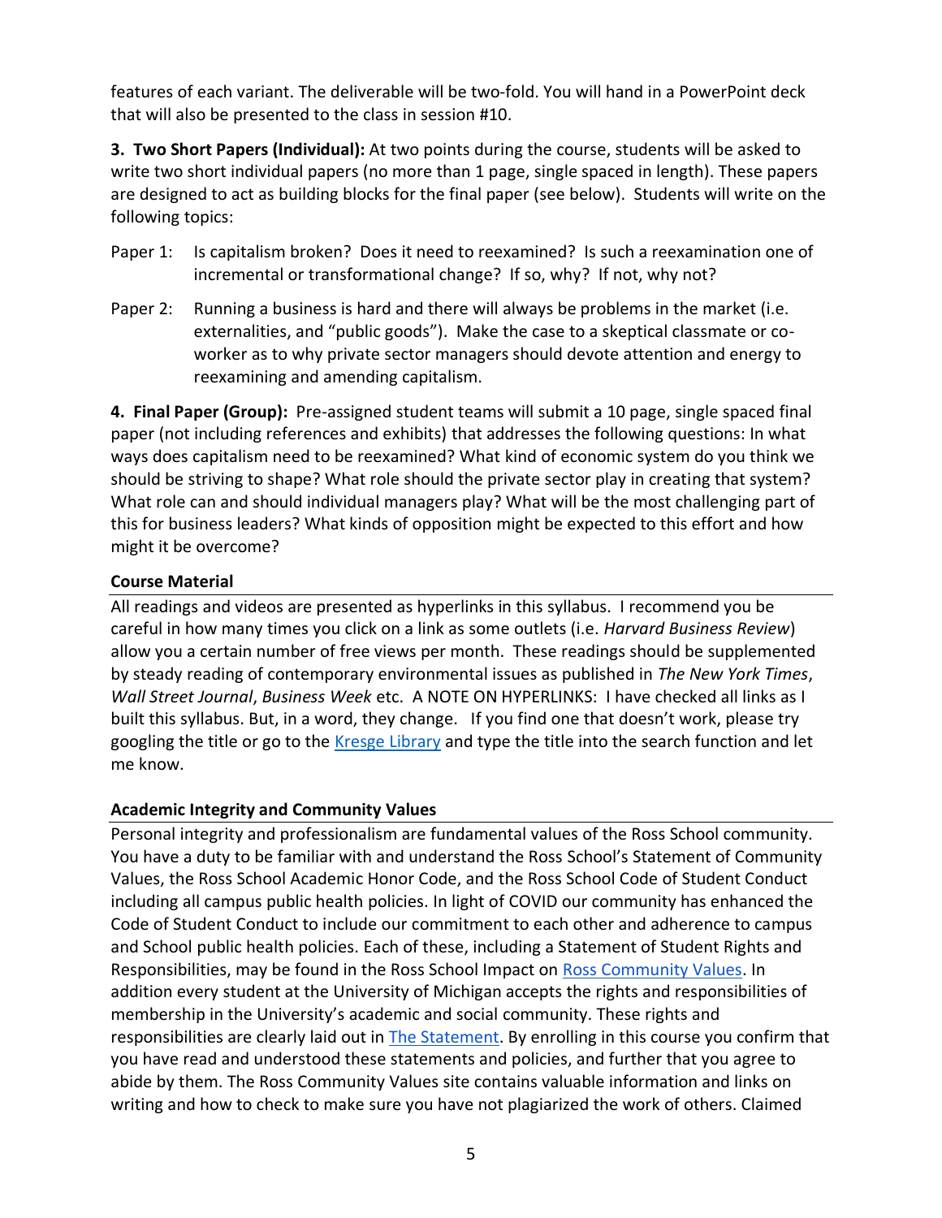features of each variant. The deliverable will be two-fold. You will hand in a PowerPoint deck that will also be presented to the class in session #10.

**3. Two Short Papers (Individual):** At two points during the course, students will be asked to write two short individual papers (no more than 1 page, single spaced in length). These papers are designed to act as building blocks for the final paper (see below). Students will write on the following topics:

Paper 1: Is capitalism broken? Does it need to reexamined? Is such a reexamination one of incremental or transformational change? If so, why? If not, why not?

Paper 2: Running a business is hard and there will always be problems in the market (i.e. externalities, and "public goods"). Make the case to a skeptical classmate or co-worker as to why private sector managers should devote attention and energy to reexamining and amending capitalism.

**4. Final Paper (Group):** Pre-assigned student teams will submit a 10 page, single spaced final paper (not including references and exhibits) that addresses the following questions: In what ways does capitalism need to be reexamined? What kind of economic system do you think we should be striving to shape? What role should the private sector play in creating that system? What role can and should individual managers play? What will be the most challenging part of this for business leaders? What kinds of opposition might be expected to this effort and how might it be overcome?

**Course Material**

All readings and videos are presented as hyperlinks in this syllabus. I recommend you be careful in how many times you click on a link as some outlets (i.e. *Harvard Business Review*) allow you a certain number of free views per month. These readings should be supplemented by steady reading of contemporary environmental issues as published in *The New York Times*, *Wall Street Journal*, *Business Week* etc. A NOTE ON HYPERLINKS: I have checked all links as I built this syllabus. But, in a word, they change. If you find one that doesn't work, please try googling the title or go to the Kresge Library and type the title into the search function and let me know.

**Academic Integrity and Community Values**

Personal integrity and professionalism are fundamental values of the Ross School community. You have a duty to be familiar with and understand the Ross School's Statement of Community Values, the Ross School Academic Honor Code, and the Ross School Code of Student Conduct including all campus public health policies. In light of COVID our community has enhanced the Code of Student Conduct to include our commitment to each other and adherence to campus and School public health policies. Each of these, including a Statement of Student Rights and Responsibilities, may be found in the Ross School Impact on Ross Community Values. In addition every student at the University of Michigan accepts the rights and responsibilities of membership in the University's academic and social community. These rights and responsibilities are clearly laid out in The Statement. By enrolling in this course you confirm that you have read and understood these statements and policies, and further that you agree to abide by them. The Ross Community Values site contains valuable information and links on writing and how to check to make sure you have not plagiarized the work of others. Claimed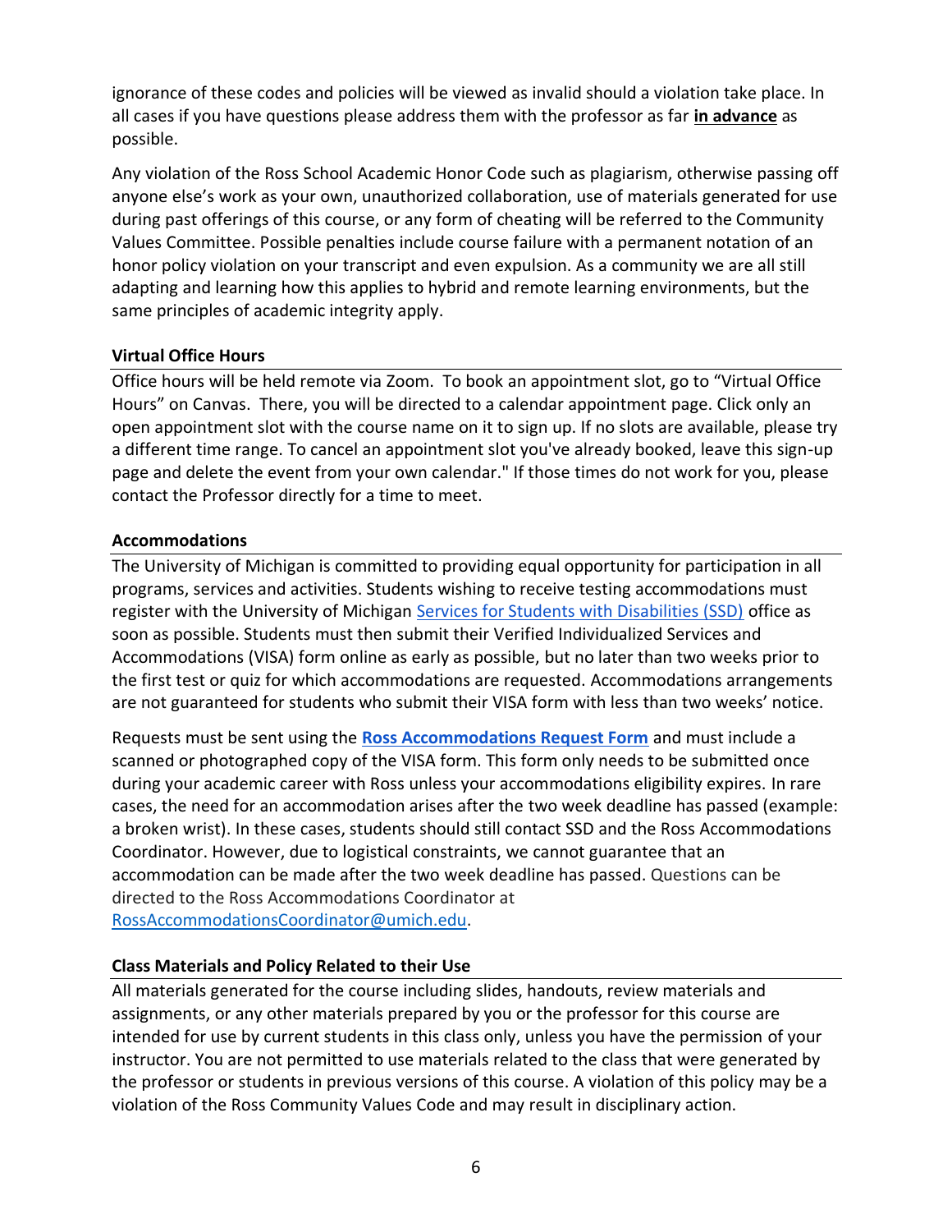ignorance of these codes and policies will be viewed as invalid should a violation take place. In all cases if you have questions please address them with the professor as far **in advance** as possible.

Any violation of the Ross School Academic Honor Code such as plagiarism, otherwise passing off anyone else's work as your own, unauthorized collaboration, use of materials generated for use during past offerings of this course, or any form of cheating will be referred to the Community Values Committee. Possible penalties include course failure with a permanent notation of an honor policy violation on your transcript and even expulsion. As a community we are all still adapting and learning how this applies to hybrid and remote learning environments, but the same principles of academic integrity apply.

### Virtual Office Hours

Office hours will be held remote via Zoom. To book an appointment slot, go to "Virtual Office Hours" on Canvas. There, you will be directed to a calendar appointment page. Click only an open appointment slot with the course name on it to sign up. If no slots are available, please try a different time range. To cancel an appointment slot you've already booked, leave this sign-up page and delete the event from your own calendar." If those times do not work for you, please contact the Professor directly for a time to meet.

### Accommodations

The University of Michigan is committed to providing equal opportunity for participation in all programs, services and activities. Students wishing to receive testing accommodations must register with the University of Michigan Services for Students with Disabilities (SSD) office as soon as possible. Students must then submit their Verified Individualized Services and Accommodations (VISA) form online as early as possible, but no later than two weeks prior to the first test or quiz for which accommodations are requested. Accommodations arrangements are not guaranteed for students who submit their VISA form with less than two weeks' notice.

Requests must be sent using the **Ross Accommodations Request Form** and must include a scanned or photographed copy of the VISA form. This form only needs to be submitted once during your academic career with Ross unless your accommodations eligibility expires. In rare cases, the need for an accommodation arises after the two week deadline has passed (example: a broken wrist). In these cases, students should still contact SSD and the Ross Accommodations Coordinator. However, due to logistical constraints, we cannot guarantee that an accommodation can be made after the two week deadline has passed. Questions can be directed to the Ross Accommodations Coordinator at RossAccommodationsCoordinator@umich.edu.

### Class Materials and Policy Related to their Use

All materials generated for the course including slides, handouts, review materials and assignments, or any other materials prepared by you or the professor for this course are intended for use by current students in this class only, unless you have the permission of your instructor. You are not permitted to use materials related to the class that were generated by the professor or students in previous versions of this course. A violation of this policy may be a violation of the Ross Community Values Code and may result in disciplinary action.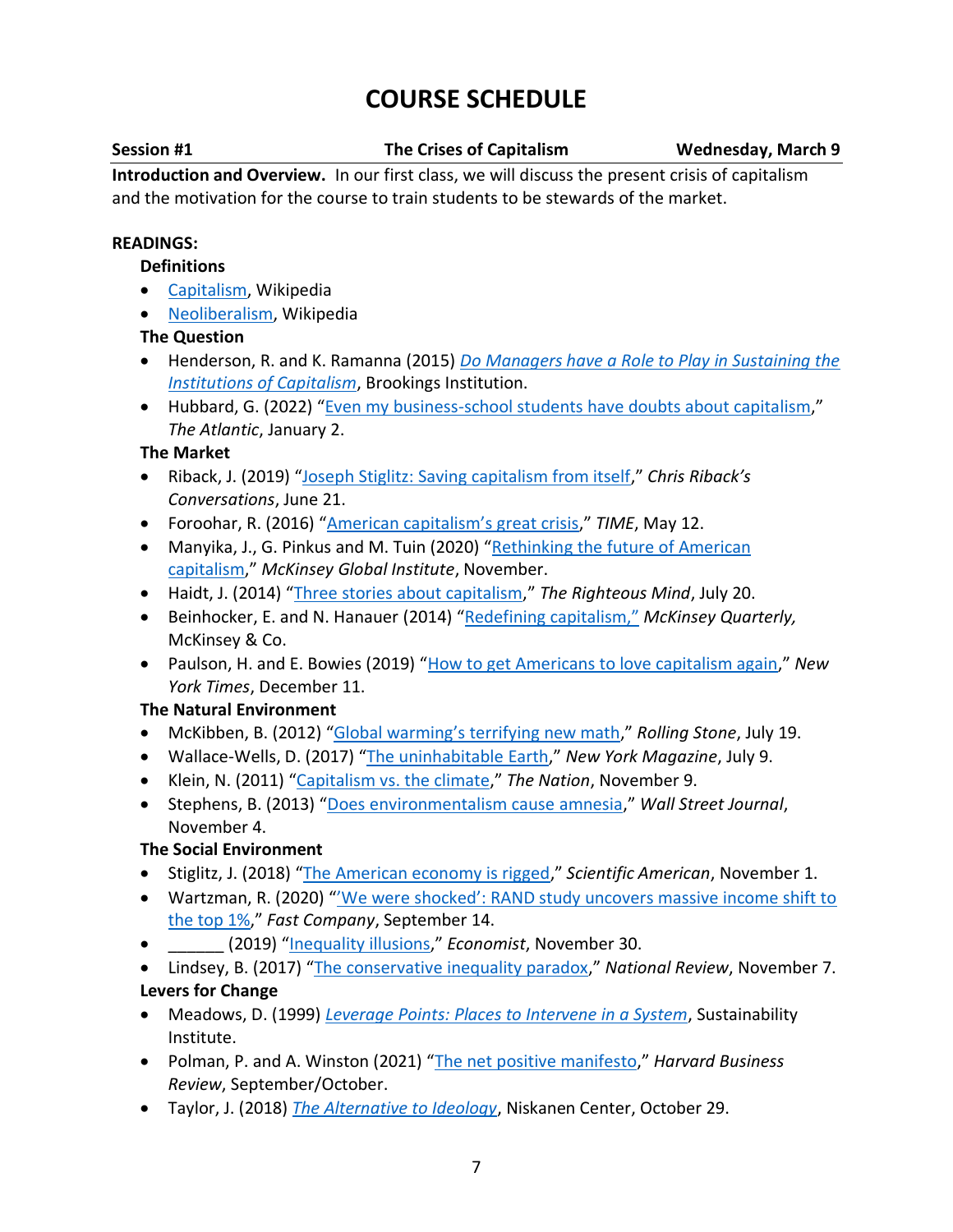# COURSE SCHEDULE

**Session #1** | **The Crises of Capitalism** | **Wednesday, March 9**

**Introduction and Overview.** In our first class, we will discuss the present crisis of capitalism and the motivation for the course to train students to be stewards of the market.

**READINGS:**

**Definitions**

- Capitalism, Wikipedia
- Neoliberalism, Wikipedia

**The Question**

- Henderson, R. and K. Ramanna (2015) *Do Managers have a Role to Play in Sustaining the Institutions of Capitalism*, Brookings Institution.
- Hubbard, G. (2022) "Even my business-school students have doubts about capitalism," *The Atlantic*, January 2.

**The Market**

- Riback, J. (2019) "Joseph Stiglitz: Saving capitalism from itself," *Chris Riback's Conversations*, June 21.
- Foroohar, R. (2016) "American capitalism's great crisis," *TIME*, May 12.
- Manyika, J., G. Pinkus and M. Tuin (2020) "Rethinking the future of American capitalism," *McKinsey Global Institute*, November.
- Haidt, J. (2014) "Three stories about capitalism," *The Righteous Mind*, July 20.
- Beinhocker, E. and N. Hanauer (2014) "Redefining capitalism," *McKinsey Quarterly,* McKinsey & Co.
- Paulson, H. and E. Bowies (2019) "How to get Americans to love capitalism again," *New York Times*, December 11.

**The Natural Environment**

- McKibben, B. (2012) "Global warming's terrifying new math," *Rolling Stone*, July 19.
- Wallace-Wells, D. (2017) "The uninhabitable Earth," *New York Magazine*, July 9.
- Klein, N. (2011) "Capitalism vs. the climate," *The Nation*, November 9.
- Stephens, B. (2013) "Does environmentalism cause amnesia," *Wall Street Journal*, November 4.

**The Social Environment**

- Stiglitz, J. (2018) "The American economy is rigged," *Scientific American*, November 1.
- Wartzman, R. (2020) "'We were shocked': RAND study uncovers massive income shift to the top 1%," *Fast Company*, September 14.
- ______ (2019) "Inequality illusions," *Economist*, November 30.
- Lindsey, B. (2017) "The conservative inequality paradox," *National Review*, November 7.

**Levers for Change**

- Meadows, D. (1999) *Leverage Points: Places to Intervene in a System*, Sustainability Institute.
- Polman, P. and A. Winston (2021) "The net positive manifesto," *Harvard Business Review*, September/October.
- Taylor, J. (2018) *The Alternative to Ideology*, Niskanen Center, October 29.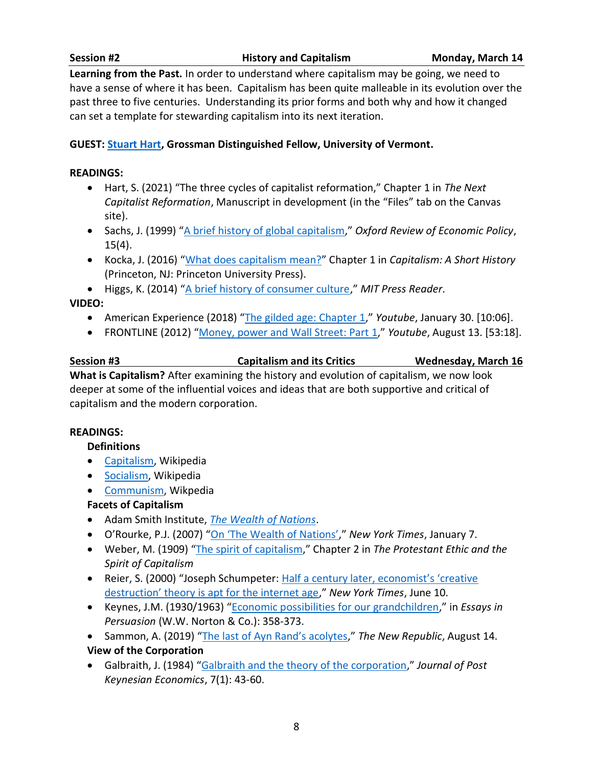**Session #2** **History and Capitalism** **Monday, March 14**

**Learning from the Past.** In order to understand where capitalism may be going, we need to have a sense of where it has been. Capitalism has been quite malleable in its evolution over the past three to five centuries. Understanding its prior forms and both why and how it changed can set a template for stewarding capitalism into its next iteration.

**GUEST: Stuart Hart, Grossman Distinguished Fellow, University of Vermont.**

**READINGS:**

- Hart, S. (2021) "The three cycles of capitalist reformation," Chapter 1 in *The Next Capitalist Reformation*, Manuscript in development (in the "Files" tab on the Canvas site).
- Sachs, J. (1999) "A brief history of global capitalism," *Oxford Review of Economic Policy*, 15(4).
- Kocka, J. (2016) "What does capitalism mean?" Chapter 1 in *Capitalism: A Short History* (Princeton, NJ: Princeton University Press).
- Higgs, K. (2014) "A brief history of consumer culture," *MIT Press Reader*.

**VIDEO:**

- American Experience (2018) "The gilded age: Chapter 1," *Youtube*, January 30. [10:06].
- FRONTLINE (2012) "Money, power and Wall Street: Part 1," *Youtube*, August 13. [53:18].

**Session #3** **Capitalism and its Critics** **Wednesday, March 16**

**What is Capitalism?** After examining the history and evolution of capitalism, we now look deeper at some of the influential voices and ideas that are both supportive and critical of capitalism and the modern corporation.

**READINGS:**

**Definitions**

- Capitalism, Wikipedia
- Socialism, Wikipedia
- Communism, Wikpedia

**Facets of Capitalism**

- Adam Smith Institute, *The Wealth of Nations*.
- O'Rourke, P.J. (2007) "On 'The Wealth of Nations'," *New York Times*, January 7.
- Weber, M. (1909) "The spirit of capitalism," Chapter 2 in *The Protestant Ethic and the Spirit of Capitalism*
- Reier, S. (2000) "Joseph Schumpeter: Half a century later, economist's 'creative destruction' theory is apt for the internet age," *New York Times*, June 10.
- Keynes, J.M. (1930/1963) "Economic possibilities for our grandchildren," in *Essays in Persuasion* (W.W. Norton & Co.): 358-373.
- Sammon, A. (2019) "The last of Ayn Rand's acolytes," *The New Republic*, August 14.

**View of the Corporation**

- Galbraith, J. (1984) "Galbraith and the theory of the corporation," *Journal of Post Keynesian Economics*, 7(1): 43-60.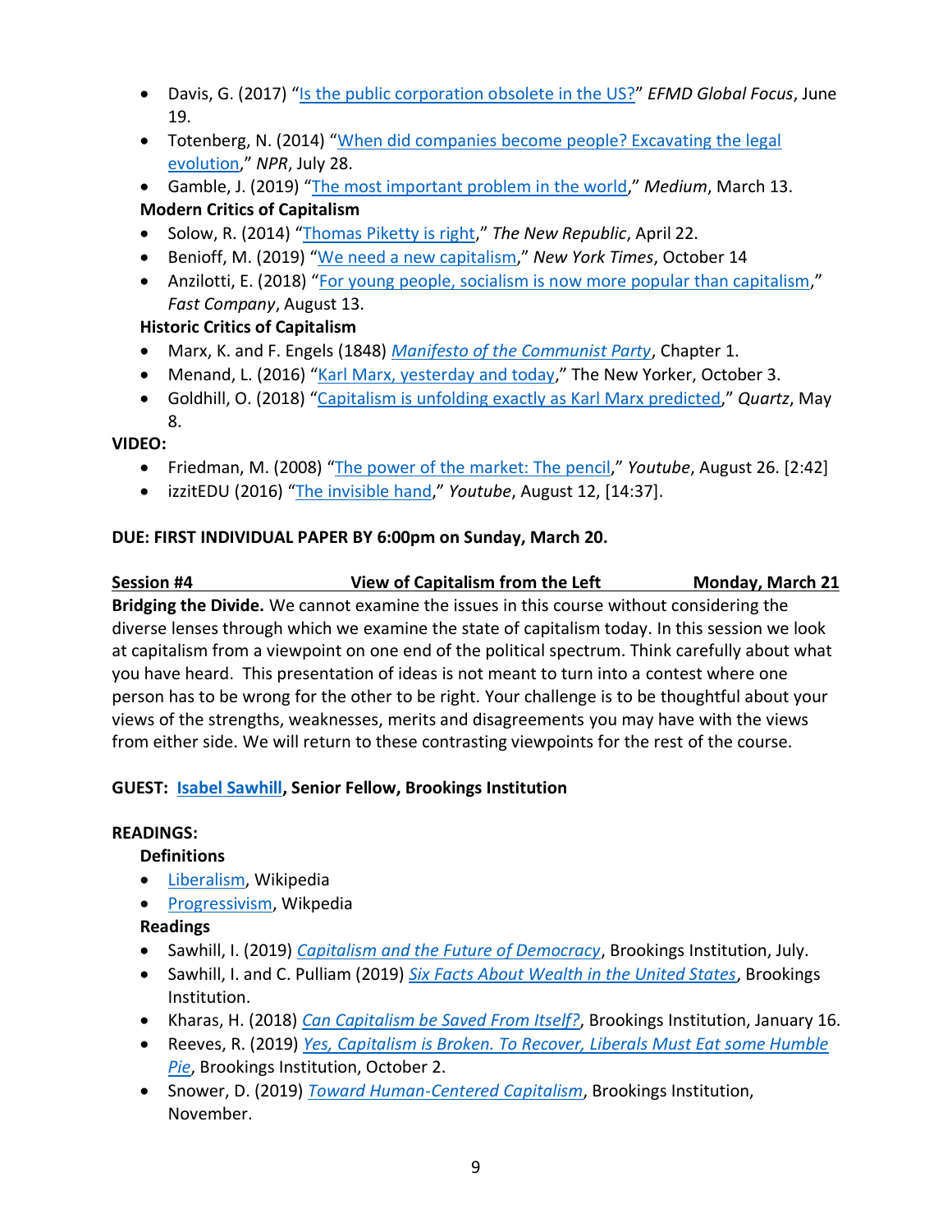- Davis, G. (2017) "Is the public corporation obsolete in the US?" *EFMD Global Focus*, June 19.
- Totenberg, N. (2014) "When did companies become people? Excavating the legal evolution," *NPR*, July 28.
- Gamble, J. (2019) "The most important problem in the world," *Medium*, March 13.

**Modern Critics of Capitalism**

- Solow, R. (2014) "Thomas Piketty is right," *The New Republic*, April 22.
- Benioff, M. (2019) "We need a new capitalism," *New York Times*, October 14
- Anzilotti, E. (2018) "For young people, socialism is now more popular than capitalism," *Fast Company*, August 13.

**Historic Critics of Capitalism**

- Marx, K. and F. Engels (1848) *Manifesto of the Communist Party*, Chapter 1.
- Menand, L. (2016) "Karl Marx, yesterday and today," The New Yorker, October 3.
- Goldhill, O. (2018) "Capitalism is unfolding exactly as Karl Marx predicted," *Quartz*, May 8.

**VIDEO:**

- Friedman, M. (2008) "The power of the market: The pencil," *Youtube*, August 26. [2:42]
- izzitEDU (2016) "The invisible hand," *Youtube*, August 12, [14:37].

**DUE: FIRST INDIVIDUAL PAPER BY 6:00pm on Sunday, March 20.**

## Session #4 — View of Capitalism from the Left — Monday, March 21

**Bridging the Divide.** We cannot examine the issues in this course without considering the diverse lenses through which we examine the state of capitalism today. In this session we look at capitalism from a viewpoint on one end of the political spectrum. Think carefully about what you have heard. This presentation of ideas is not meant to turn into a contest where one person has to be wrong for the other to be right. Your challenge is to be thoughtful about your views of the strengths, weaknesses, merits and disagreements you may have with the views from either side. We will return to these contrasting viewpoints for the rest of the course.

**GUEST: Isabel Sawhill, Senior Fellow, Brookings Institution**

**READINGS:**

**Definitions**

- Liberalism, Wikipedia
- Progressivism, Wikpedia

**Readings**

- Sawhill, I. (2019) *Capitalism and the Future of Democracy*, Brookings Institution, July.
- Sawhill, I. and C. Pulliam (2019) *Six Facts About Wealth in the United States*, Brookings Institution.
- Kharas, H. (2018) *Can Capitalism be Saved From Itself?*, Brookings Institution, January 16.
- Reeves, R. (2019) *Yes, Capitalism is Broken. To Recover, Liberals Must Eat some Humble Pie*, Brookings Institution, October 2.
- Snower, D. (2019) *Toward Human-Centered Capitalism*, Brookings Institution, November.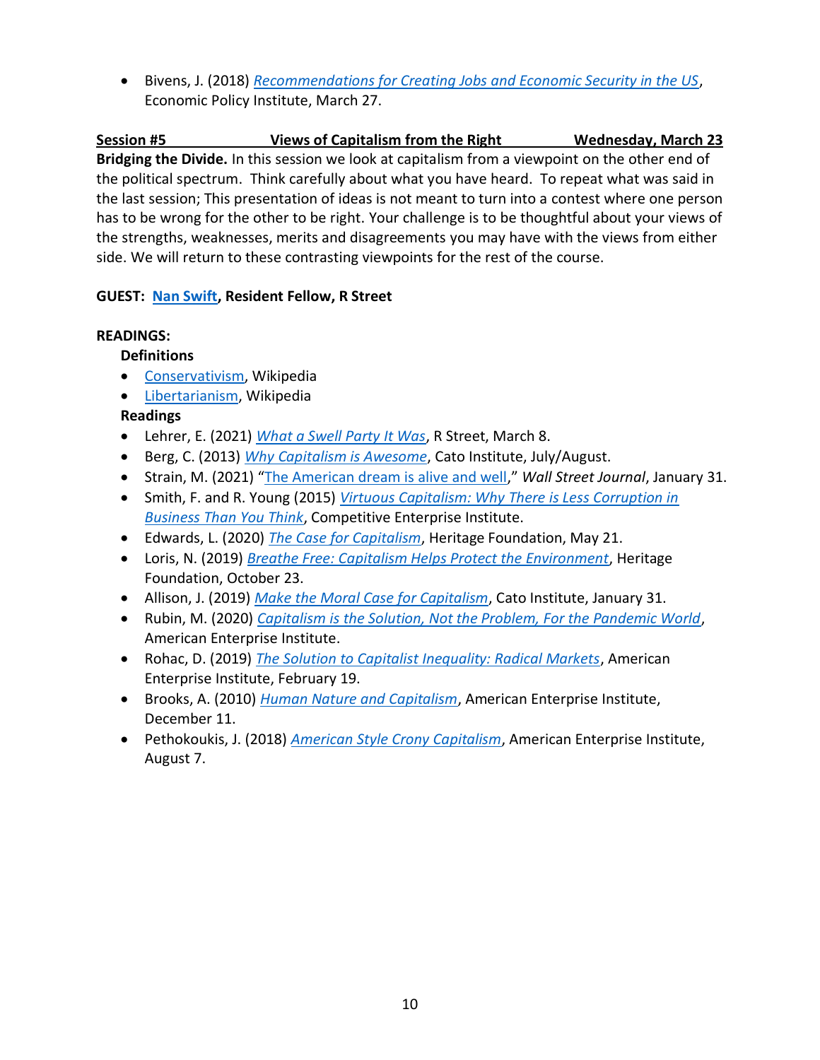- Bivens, J. (2018) *Recommendations for Creating Jobs and Economic Security in the US*, Economic Policy Institute, March 27.

**Session #5 Views of Capitalism from the Right Wednesday, March 23**

**Bridging the Divide.** In this session we look at capitalism from a viewpoint on the other end of the political spectrum. Think carefully about what you have heard. To repeat what was said in the last session; This presentation of ideas is not meant to turn into a contest where one person has to be wrong for the other to be right. Your challenge is to be thoughtful about your views of the strengths, weaknesses, merits and disagreements you may have with the views from either side. We will return to these contrasting viewpoints for the rest of the course.

**GUEST: Nan Swift, Resident Fellow, R Street**

**READINGS:**

**Definitions**

- Conservativism, Wikipedia
- Libertarianism, Wikipedia

**Readings**

- Lehrer, E. (2021) *What a Swell Party It Was*, R Street, March 8.
- Berg, C. (2013) *Why Capitalism is Awesome*, Cato Institute, July/August.
- Strain, M. (2021) "The American dream is alive and well," *Wall Street Journal*, January 31.
- Smith, F. and R. Young (2015) *Virtuous Capitalism: Why There is Less Corruption in Business Than You Think*, Competitive Enterprise Institute.
- Edwards, L. (2020) *The Case for Capitalism*, Heritage Foundation, May 21.
- Loris, N. (2019) *Breathe Free: Capitalism Helps Protect the Environment*, Heritage Foundation, October 23.
- Allison, J. (2019) *Make the Moral Case for Capitalism*, Cato Institute, January 31.
- Rubin, M. (2020) *Capitalism is the Solution, Not the Problem, For the Pandemic World*, American Enterprise Institute.
- Rohac, D. (2019) *The Solution to Capitalist Inequality: Radical Markets*, American Enterprise Institute, February 19.
- Brooks, A. (2010) *Human Nature and Capitalism*, American Enterprise Institute, December 11.
- Pethokoukis, J. (2018) *American Style Crony Capitalism*, American Enterprise Institute, August 7.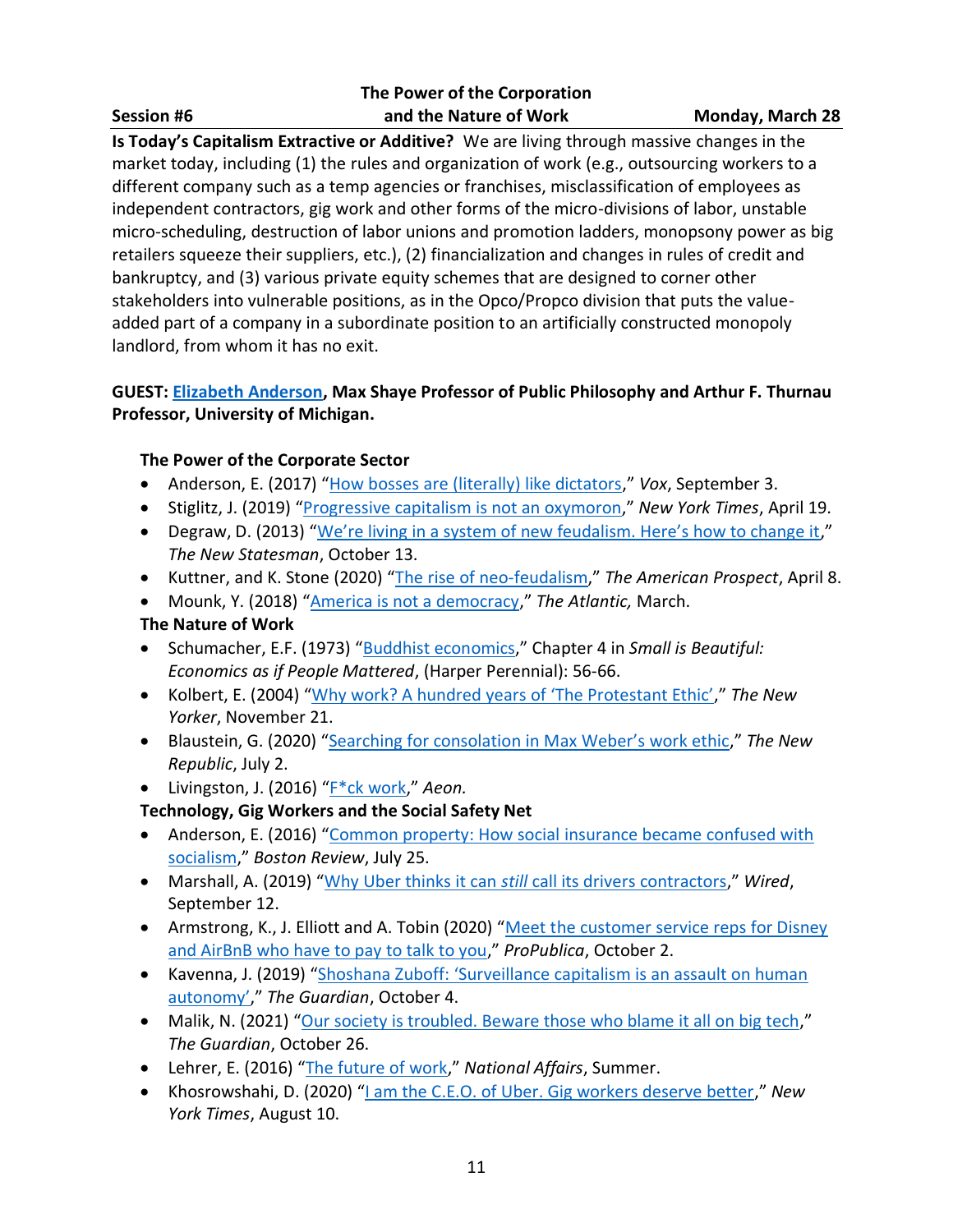**Session #6** | **The Power of the Corporation and the Nature of Work** | **Monday, March 28**

**Is Today's Capitalism Extractive or Additive?** We are living through massive changes in the market today, including (1) the rules and organization of work (e.g., outsourcing workers to a different company such as a temp agencies or franchises, misclassification of employees as independent contractors, gig work and other forms of the micro-divisions of labor, unstable micro-scheduling, destruction of labor unions and promotion ladders, monopsony power as big retailers squeeze their suppliers, etc.), (2) financialization and changes in rules of credit and bankruptcy, and (3) various private equity schemes that are designed to corner other stakeholders into vulnerable positions, as in the Opco/Propco division that puts the value-added part of a company in a subordinate position to an artificially constructed monopoly landlord, from whom it has no exit.

**GUEST: Elizabeth Anderson, Max Shaye Professor of Public Philosophy and Arthur F. Thurnau Professor, University of Michigan.**

**The Power of the Corporate Sector**

- Anderson, E. (2017) "How bosses are (literally) like dictators," *Vox*, September 3.
- Stiglitz, J. (2019) "Progressive capitalism is not an oxymoron," *New York Times*, April 19.
- Degraw, D. (2013) "We're living in a system of new feudalism. Here's how to change it," *The New Statesman*, October 13.
- Kuttner, and K. Stone (2020) "The rise of neo-feudalism," *The American Prospect*, April 8.
- Mounk, Y. (2018) "America is not a democracy," *The Atlantic,* March.

**The Nature of Work**

- Schumacher, E.F. (1973) "Buddhist economics," Chapter 4 in *Small is Beautiful: Economics as if People Mattered*, (Harper Perennial): 56-66.
- Kolbert, E. (2004) "Why work? A hundred years of 'The Protestant Ethic'," *The New Yorker*, November 21.
- Blaustein, G. (2020) "Searching for consolation in Max Weber's work ethic," *The New Republic*, July 2.
- Livingston, J. (2016) "F*ck work," *Aeon.*

**Technology, Gig Workers and the Social Safety Net**

- Anderson, E. (2016) "Common property: How social insurance became confused with socialism," *Boston Review*, July 25.
- Marshall, A. (2019) "Why Uber thinks it can *still* call its drivers contractors," *Wired*, September 12.
- Armstrong, K., J. Elliott and A. Tobin (2020) "Meet the customer service reps for Disney and AirBnB who have to pay to talk to you," *ProPublica*, October 2.
- Kavenna, J. (2019) "Shoshana Zuboff: 'Surveillance capitalism is an assault on human autonomy'," *The Guardian*, October 4.
- Malik, N. (2021) "Our society is troubled. Beware those who blame it all on big tech," *The Guardian*, October 26.
- Lehrer, E. (2016) "The future of work," *National Affairs*, Summer.
- Khosrowshahi, D. (2020) "I am the C.E.O. of Uber. Gig workers deserve better," *New York Times*, August 10.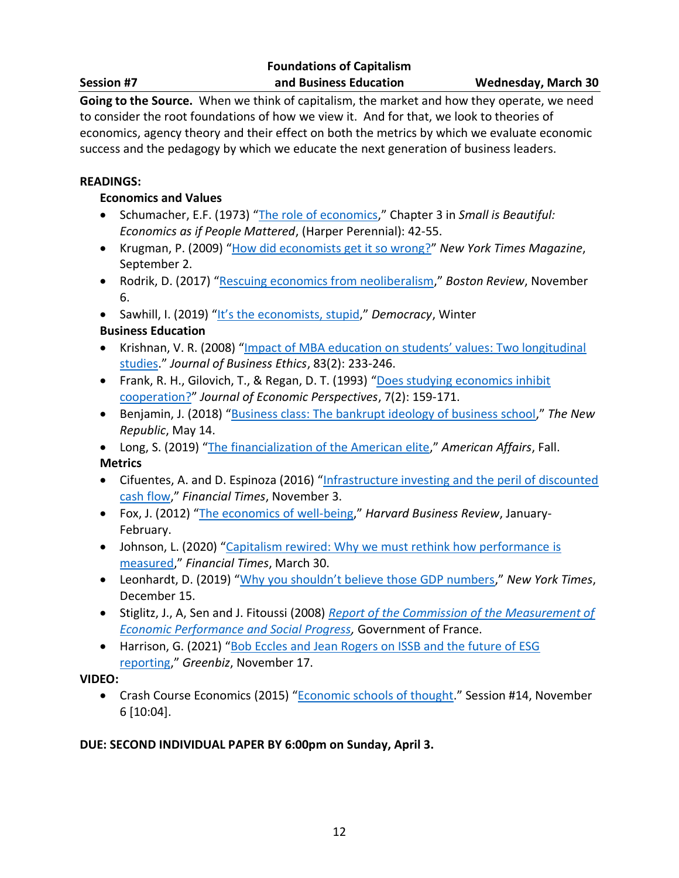**Session #7** | **Foundations of Capitalism and Business Education** | **Wednesday, March 30**

**Going to the Source.** When we think of capitalism, the market and how they operate, we need to consider the root foundations of how we view it. And for that, we look to theories of economics, agency theory and their effect on both the metrics by which we evaluate economic success and the pedagogy by which we educate the next generation of business leaders.

**READINGS:**

**Economics and Values**

- Schumacher, E.F. (1973) "The role of economics," Chapter 3 in *Small is Beautiful: Economics as if People Mattered*, (Harper Perennial): 42-55.
- Krugman, P. (2009) "How did economists get it so wrong?" *New York Times Magazine*, September 2.
- Rodrik, D. (2017) "Rescuing economics from neoliberalism," *Boston Review*, November 6.
- Sawhill, I. (2019) "It's the economists, stupid," *Democracy*, Winter

**Business Education**

- Krishnan, V. R. (2008) "Impact of MBA education on students' values: Two longitudinal studies." *Journal of Business Ethics*, 83(2): 233-246.
- Frank, R. H., Gilovich, T., & Regan, D. T. (1993) "Does studying economics inhibit cooperation?" *Journal of Economic Perspectives*, 7(2): 159-171.
- Benjamin, J. (2018) "Business class: The bankrupt ideology of business school," *The New Republic*, May 14.
- Long, S. (2019) "The financialization of the American elite," *American Affairs*, Fall.

**Metrics**

- Cifuentes, A. and D. Espinoza (2016) "Infrastructure investing and the peril of discounted cash flow," *Financial Times*, November 3.
- Fox, J. (2012) "The economics of well-being," *Harvard Business Review*, January-February.
- Johnson, L. (2020) "Capitalism rewired: Why we must rethink how performance is measured," *Financial Times*, March 30.
- Leonhardt, D. (2019) "Why you shouldn't believe those GDP numbers," *New York Times*, December 15.
- Stiglitz, J., A, Sen and J. Fitoussi (2008) *Report of the Commission of the Measurement of Economic Performance and Social Progress*, Government of France.
- Harrison, G. (2021) "Bob Eccles and Jean Rogers on ISSB and the future of ESG reporting," *Greenbiz*, November 17.

**VIDEO:**

- Crash Course Economics (2015) "Economic schools of thought." Session #14, November 6 [10:04].

**DUE: SECOND INDIVIDUAL PAPER BY 6:00pm on Sunday, April 3.**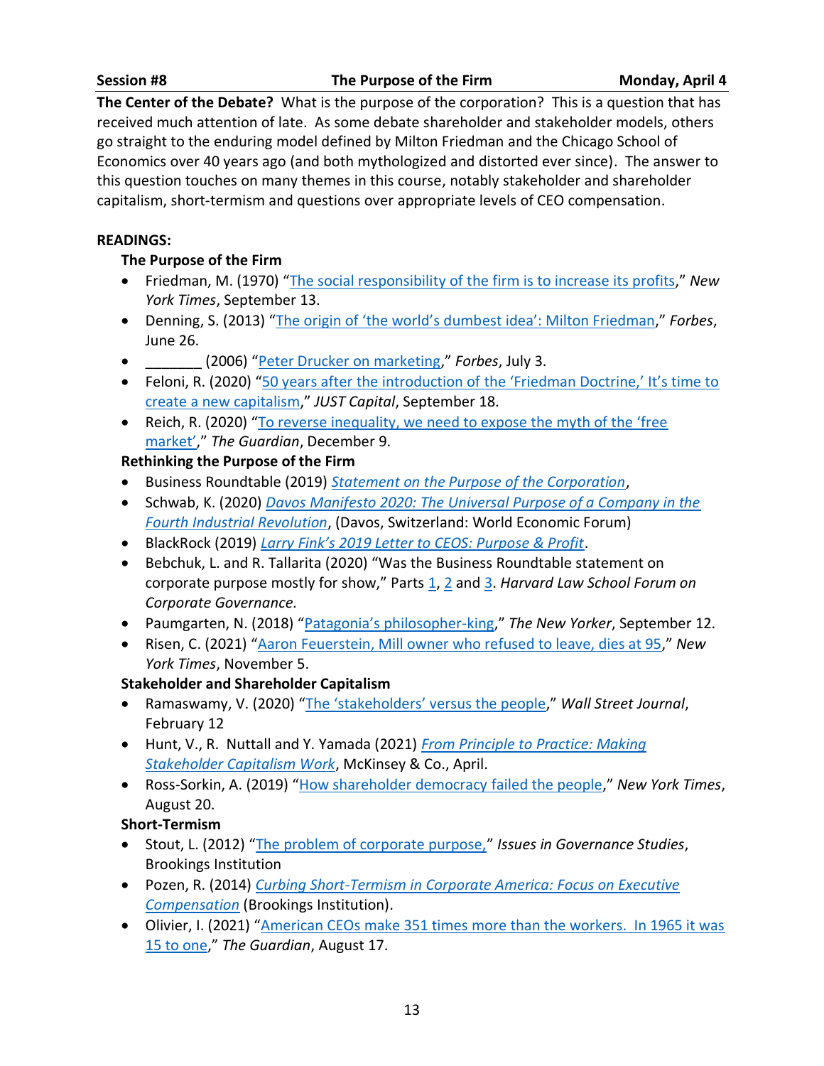**Session #8** **The Purpose of the Firm** **Monday, April 4**

**The Center of the Debate?** What is the purpose of the corporation? This is a question that has received much attention of late. As some debate shareholder and stakeholder models, others go straight to the enduring model defined by Milton Friedman and the Chicago School of Economics over 40 years ago (and both mythologized and distorted ever since). The answer to this question touches on many themes in this course, notably stakeholder and shareholder capitalism, short-termism and questions over appropriate levels of CEO compensation.

**READINGS:**

**The Purpose of the Firm**

- Friedman, M. (1970) "The social responsibility of the firm is to increase its profits," *New York Times*, September 13.
- Denning, S. (2013) "The origin of 'the world's dumbest idea': Milton Friedman," *Forbes*, June 26.
- _______ (2006) "Peter Drucker on marketing," *Forbes*, July 3.
- Feloni, R. (2020) "50 years after the introduction of the 'Friedman Doctrine,' It's time to create a new capitalism," *JUST Capital*, September 18.
- Reich, R. (2020) "To reverse inequality, we need to expose the myth of the 'free market'," *The Guardian*, December 9.

**Rethinking the Purpose of the Firm**

- Business Roundtable (2019) *Statement on the Purpose of the Corporation*,
- Schwab, K. (2020) *Davos Manifesto 2020: The Universal Purpose of a Company in the Fourth Industrial Revolution*, (Davos, Switzerland: World Economic Forum)
- BlackRock (2019) *Larry Fink's 2019 Letter to CEOS: Purpose & Profit*.
- Bebchuk, L. and R. Tallarita (2020) "Was the Business Roundtable statement on corporate purpose mostly for show," Parts 1, 2 and 3. *Harvard Law School Forum on Corporate Governance.*
- Paumgarten, N. (2018) "Patagonia's philosopher-king," *The New Yorker*, September 12.
- Risen, C. (2021) "Aaron Feuerstein, Mill owner who refused to leave, dies at 95," *New York Times*, November 5.

**Stakeholder and Shareholder Capitalism**

- Ramaswamy, V. (2020) "The 'stakeholders' versus the people," *Wall Street Journal*, February 12
- Hunt, V., R. Nuttall and Y. Yamada (2021) *From Principle to Practice: Making Stakeholder Capitalism Work*, McKinsey & Co., April.
- Ross-Sorkin, A. (2019) "How shareholder democracy failed the people," *New York Times*, August 20.

**Short-Termism**

- Stout, L. (2012) "The problem of corporate purpose," *Issues in Governance Studies*, Brookings Institution
- Pozen, R. (2014) *Curbing Short-Termism in Corporate America: Focus on Executive Compensation* (Brookings Institution).
- Olivier, I. (2021) "American CEOs make 351 times more than the workers. In 1965 it was 15 to one," *The Guardian*, August 17.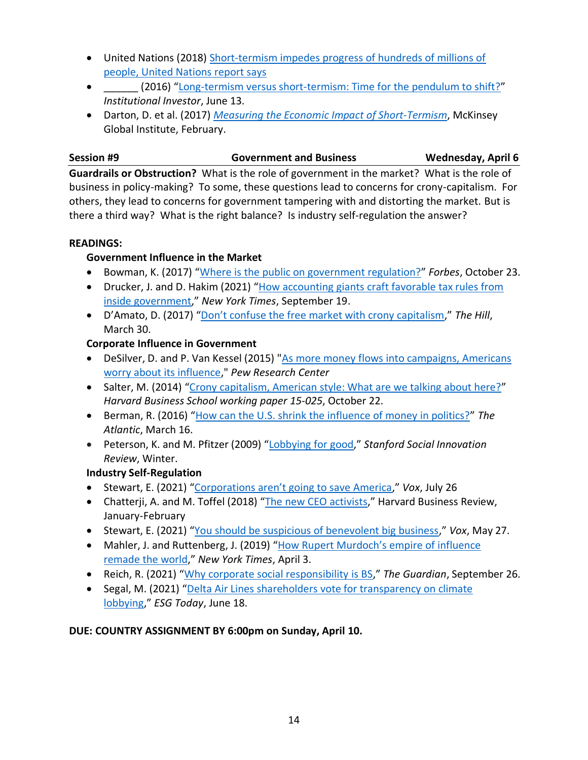- United Nations (2018) [Short-termism impedes progress of hundreds of millions of people, United Nations report says]
- ______ (2016) "[Long-termism versus short-termism: Time for the pendulum to shift?]" *Institutional Investor*, June 13.
- Darton, D. et al. (2017) *[Measuring the Economic Impact of Short-Termism]*, McKinsey Global Institute, February.

| **Session #9** | **Government and Business** | **Wednesday, April 6** |
|---|---|---|

**Guardrails or Obstruction?** What is the role of government in the market? What is the role of business in policy-making? To some, these questions lead to concerns for crony-capitalism. For others, they lead to concerns for government tampering with and distorting the market. But is there a third way? What is the right balance? Is industry self-regulation the answer?

**READINGS:**

**Government Influence in the Market**

- Bowman, K. (2017) "[Where is the public on government regulation?]" *Forbes*, October 23.
- Drucker, J. and D. Hakim (2021) "[How accounting giants craft favorable tax rules from inside government]," *New York Times*, September 19.
- D'Amato, D. (2017) "[Don't confuse the free market with crony capitalism]," *The Hill*, March 30.

**Corporate Influence in Government**

- DeSilver, D. and P. Van Kessel (2015) "[As more money flows into campaigns, Americans worry about its influence]," *Pew Research Center*
- Salter, M. (2014) "[Crony capitalism, American style: What are we talking about here?]" *Harvard Business School working paper 15-025*, October 22.
- Berman, R. (2016) "[How can the U.S. shrink the influence of money in politics?]" *The Atlantic*, March 16.
- Peterson, K. and M. Pfitzer (2009) "[Lobbying for good]," *Stanford Social Innovation Review*, Winter.

**Industry Self-Regulation**

- Stewart, E. (2021) "[Corporations aren't going to save America]," *Vox*, July 26
- Chatterji, A. and M. Toffel (2018) "[The new CEO activists]," Harvard Business Review, January-February
- Stewart, E. (2021) "[You should be suspicious of benevolent big business]," *Vox*, May 27.
- Mahler, J. and Ruttenberg, J. (2019) "[How Rupert Murdoch's empire of influence remade the world]," *New York Times*, April 3.
- Reich, R. (2021) "[Why corporate social responsibility is BS]," *The Guardian*, September 26.
- Segal, M. (2021) "[Delta Air Lines shareholders vote for transparency on climate lobbying]," *ESG Today*, June 18.

**DUE: COUNTRY ASSIGNMENT BY 6:00pm on Sunday, April 10.**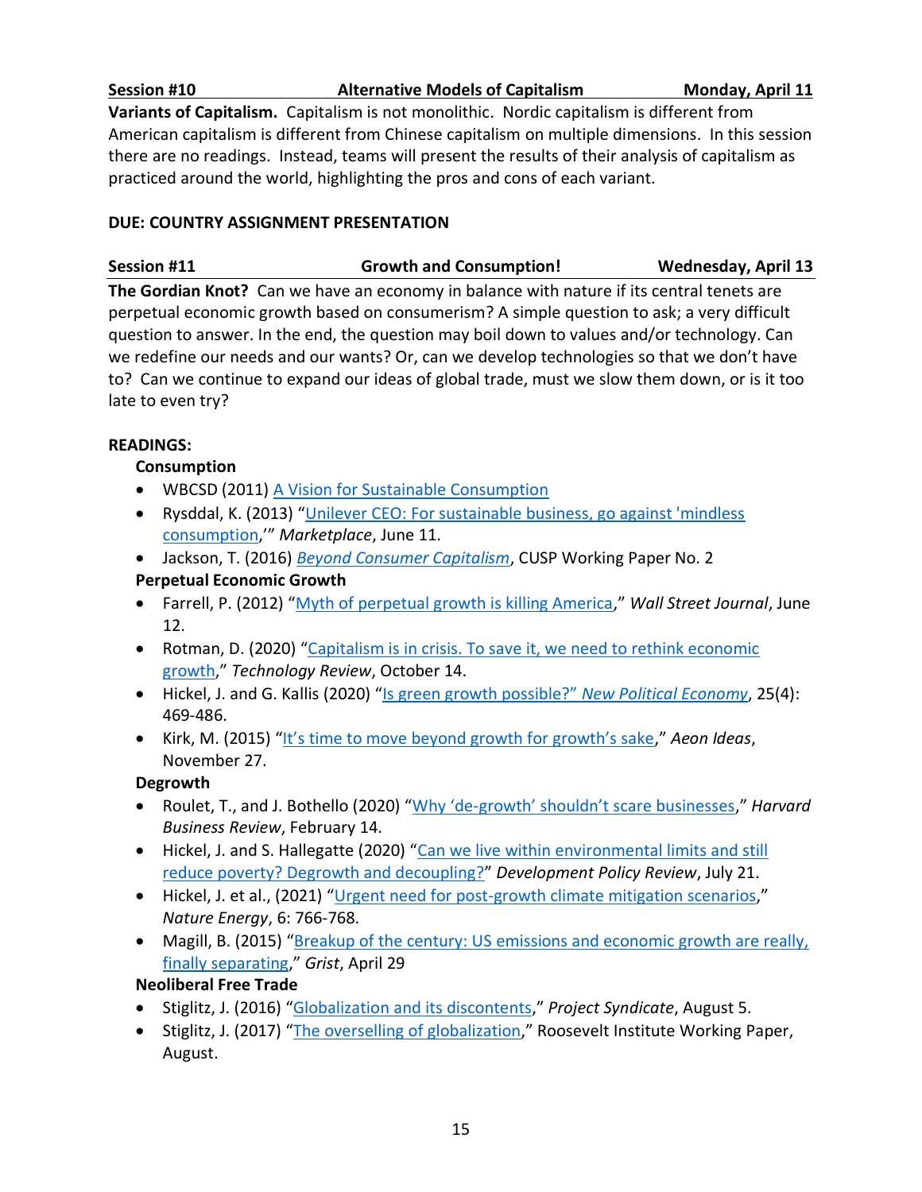**Session #10** | **Alternative Models of Capitalism** | **Monday, April 11**

**Variants of Capitalism.** Capitalism is not monolithic. Nordic capitalism is different from American capitalism is different from Chinese capitalism on multiple dimensions. In this session there are no readings. Instead, teams will present the results of their analysis of capitalism as practiced around the world, highlighting the pros and cons of each variant.

**DUE: COUNTRY ASSIGNMENT PRESENTATION**

**Session #11** | **Growth and Consumption!** | **Wednesday, April 13**

**The Gordian Knot?** Can we have an economy in balance with nature if its central tenets are perpetual economic growth based on consumerism? A simple question to ask; a very difficult question to answer. In the end, the question may boil down to values and/or technology. Can we redefine our needs and our wants? Or, can we develop technologies so that we don't have to? Can we continue to expand our ideas of global trade, must we slow them down, or is it too late to even try?

**READINGS:**

**Consumption**

- WBCSD (2011) A Vision for Sustainable Consumption
- Rysdal, K. (2013) "Unilever CEO: For sustainable business, go against 'mindless consumption,'" *Marketplace*, June 11.
- Jackson, T. (2016) *Beyond Consumer Capitalism*, CUSP Working Paper No. 2

**Perpetual Economic Growth**

- Farrell, P. (2012) "Myth of perpetual growth is killing America," *Wall Street Journal*, June 12.
- Rotman, D. (2020) "Capitalism is in crisis. To save it, we need to rethink economic growth," *Technology Review*, October 14.
- Hickel, J. and G. Kallis (2020) "Is green growth possible?" *New Political Economy*, 25(4): 469-486.
- Kirk, M. (2015) "It's time to move beyond growth for growth's sake," *Aeon Ideas*, November 27.

**Degrowth**

- Roulet, T., and J. Bothello (2020) "Why 'de-growth' shouldn't scare businesses," *Harvard Business Review*, February 14.
- Hickel, J. and S. Hallegatte (2020) "Can we live within environmental limits and still reduce poverty? Degrowth and decoupling?" *Development Policy Review*, July 21.
- Hickel, J. et al., (2021) "Urgent need for post-growth climate mitigation scenarios," *Nature Energy*, 6: 766-768.
- Magill, B. (2015) "Breakup of the century: US emissions and economic growth are really, finally separating," *Grist*, April 29

**Neoliberal Free Trade**

- Stiglitz, J. (2016) "Globalization and its discontents," *Project Syndicate*, August 5.
- Stiglitz, J. (2017) "The overselling of globalization," Roosevelt Institute Working Paper, August.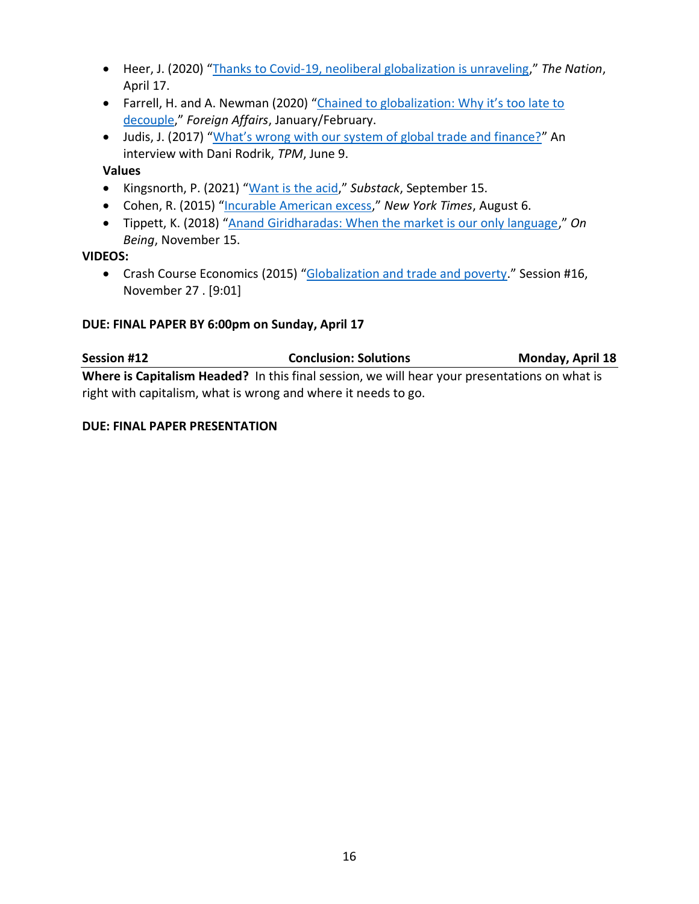- Heer, J. (2020) "Thanks to Covid-19, neoliberal globalization is unraveling," *The Nation*, April 17.
- Farrell, H. and A. Newman (2020) "Chained to globalization: Why it's too late to decouple," *Foreign Affairs*, January/February.
- Judis, J. (2017) "What's wrong with our system of global trade and finance?" An interview with Dani Rodrik, *TPM*, June 9.

**Values**

- Kingsnorth, P. (2021) "Want is the acid," *Substack*, September 15.
- Cohen, R. (2015) "Incurable American excess," *New York Times*, August 6.
- Tippett, K. (2018) "Anand Giridharadas: When the market is our only language," *On Being*, November 15.

**VIDEOS:**

- Crash Course Economics (2015) "Globalization and trade and poverty." Session #16, November 27 . [9:01]

**DUE: FINAL PAPER BY 6:00pm on Sunday, April 17**

**Session #12 — Conclusion: Solutions — Monday, April 18**

**Where is Capitalism Headed?** In this final session, we will hear your presentations on what is right with capitalism, what is wrong and where it needs to go.

**DUE: FINAL PAPER PRESENTATION**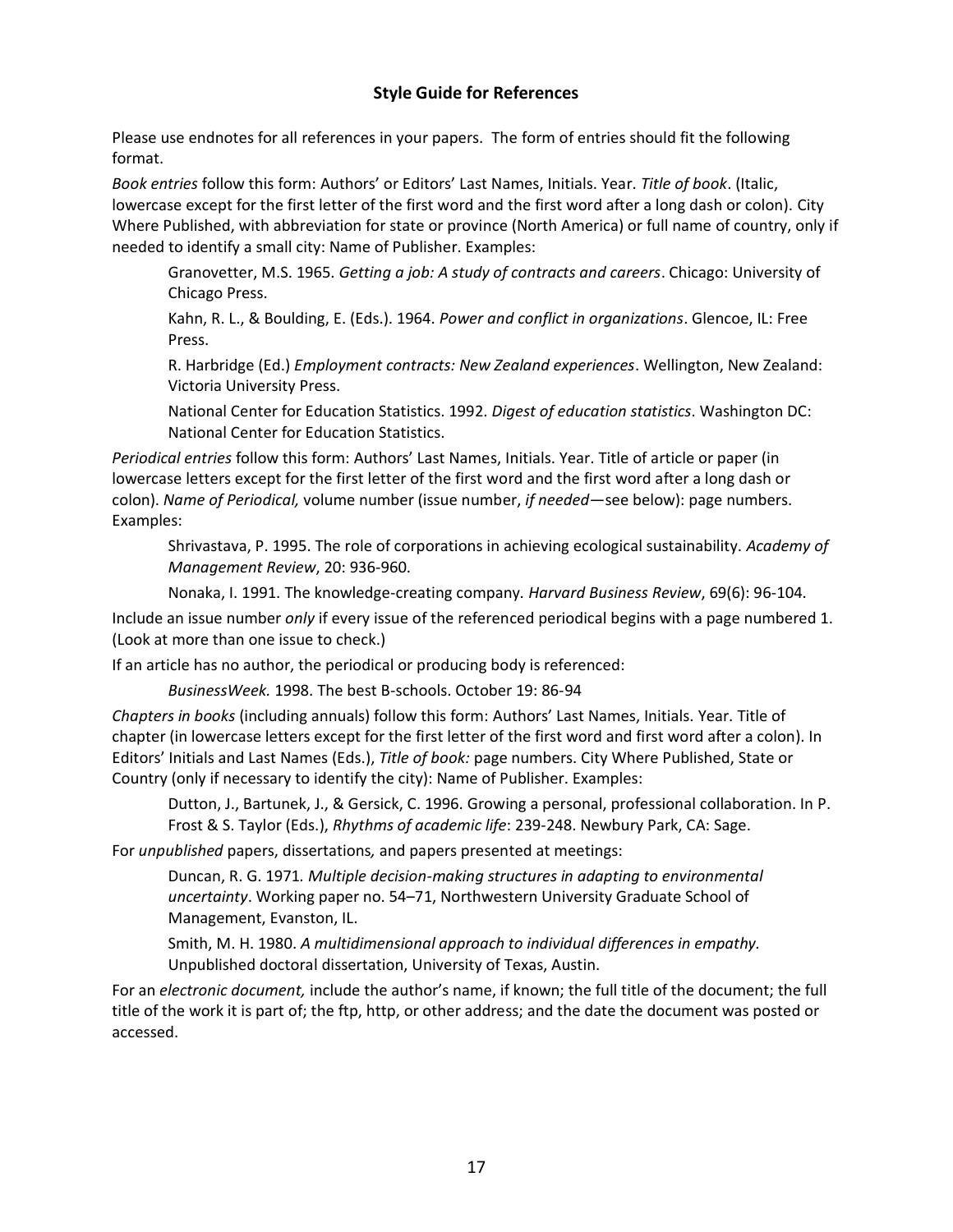### Style Guide for References

Please use endnotes for all references in your papers. The form of entries should fit the following format.

*Book entries* follow this form: Authors' or Editors' Last Names, Initials. Year. *Title of book*. (Italic, lowercase except for the first letter of the first word and the first word after a long dash or colon). City Where Published, with abbreviation for state or province (North America) or full name of country, only if needed to identify a small city: Name of Publisher. Examples:

> Granovetter, M.S. 1965. *Getting a job: A study of contracts and careers*. Chicago: University of Chicago Press.
>
> Kahn, R. L., & Boulding, E. (Eds.). 1964. *Power and conflict in organizations*. Glencoe, IL: Free Press.
>
> R. Harbridge (Ed.) *Employment contracts: New Zealand experiences*. Wellington, New Zealand: Victoria University Press.
>
> National Center for Education Statistics. 1992. *Digest of education statistics*. Washington DC: National Center for Education Statistics.

*Periodical entries* follow this form: Authors' Last Names, Initials. Year. Title of article or paper (in lowercase letters except for the first letter of the first word and the first word after a long dash or colon). *Name of Periodical,* volume number (issue number, *if needed*—see below): page numbers. Examples:

> Shrivastava, P. 1995. The role of corporations in achieving ecological sustainability. *Academy of Management Review*, 20: 936-960.
>
> Nonaka, I. 1991. The knowledge-creating company. *Harvard Business Review*, 69(6): 96-104.

Include an issue number *only* if every issue of the referenced periodical begins with a page numbered 1. (Look at more than one issue to check.)

If an article has no author, the periodical or producing body is referenced:

> *BusinessWeek.* 1998. The best B-schools. October 19: 86-94

*Chapters in books* (including annuals) follow this form: Authors' Last Names, Initials. Year. Title of chapter (in lowercase letters except for the first letter of the first word and first word after a colon). In Editors' Initials and Last Names (Eds.), *Title of book:* page numbers. City Where Published, State or Country (only if necessary to identify the city): Name of Publisher. Examples:

> Dutton, J., Bartunek, J., & Gersick, C. 1996. Growing a personal, professional collaboration. In P. Frost & S. Taylor (Eds.), *Rhythms of academic life*: 239-248. Newbury Park, CA: Sage.

For *unpublished* papers, dissertations*,* and papers presented at meetings:

> Duncan, R. G. 1971*. Multiple decision-making structures in adapting to environmental uncertainty*. Working paper no. 54–71, Northwestern University Graduate School of Management, Evanston, IL.
>
> Smith, M. H. 1980. *A multidimensional approach to individual differences in empathy.* Unpublished doctoral dissertation, University of Texas, Austin.

For an *electronic document,* include the author's name, if known; the full title of the document; the full title of the work it is part of; the ftp, http, or other address; and the date the document was posted or accessed.